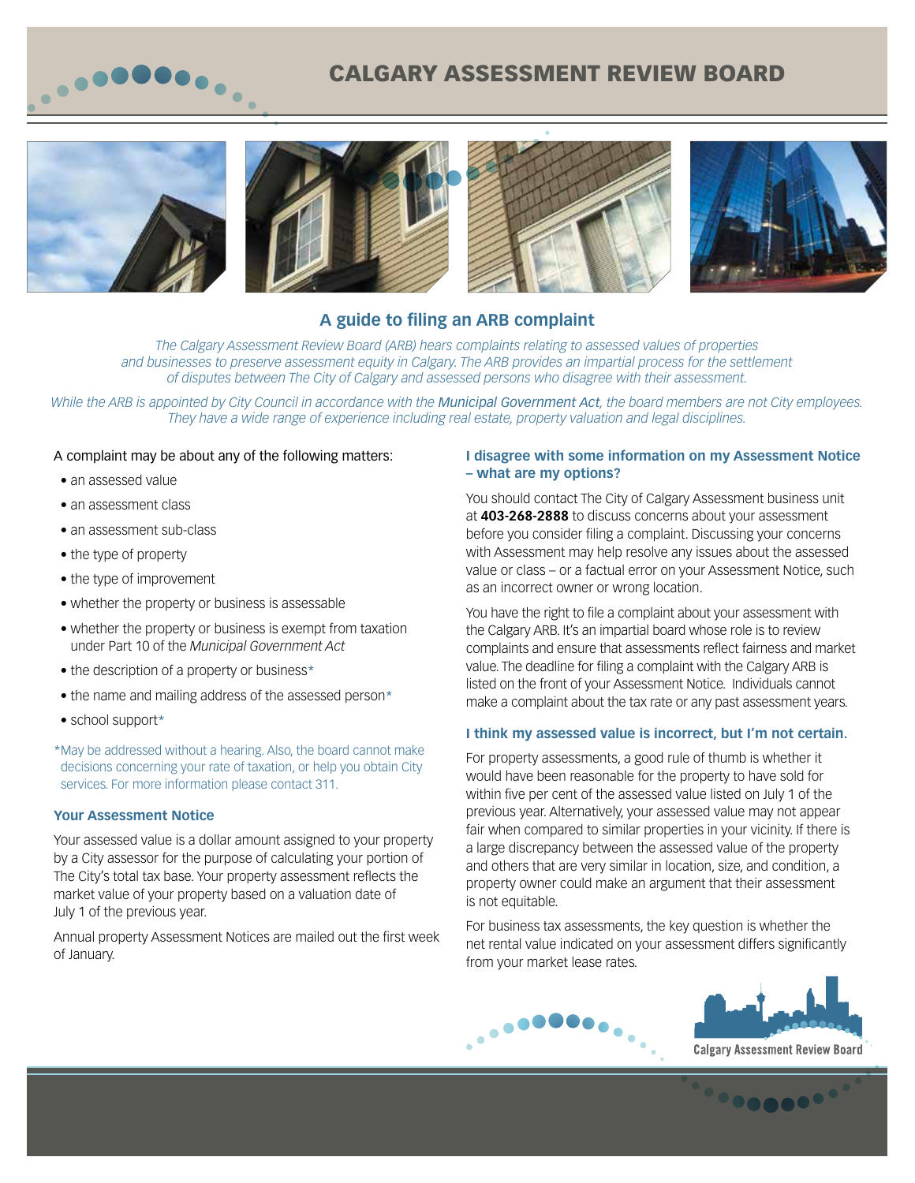# CALGARY ASSESSMENT REVIEW BOARD

## A guide to filing an ARB complaint

*The Calgary Assessment Review Board (ARB) hears complaints relating to assessed values of properties and businesses to preserve assessment equity in Calgary. The ARB provides an impartial process for the settlement of disputes between The City of Calgary and assessed persons who disagree with their assessment.*

*While the ARB is appointed by City Council in accordance with the **Municipal Government Act**, the board members are not City employees. They have a wide range of experience including real estate, property valuation and legal disciplines.*

A complaint may be about any of the following matters:

- an assessed value
- an assessment class
- an assessment sub-class
- the type of property
- the type of improvement
- whether the property or business is assessable
- whether the property or business is exempt from taxation under Part 10 of the *Municipal Government Act*
- the description of a property or business*
- the name and mailing address of the assessed person*
- school support*

*May be addressed without a hearing. Also, the board cannot make decisions concerning your rate of taxation, or help you obtain City services. For more information please contact 311.

### Your Assessment Notice

Your assessed value is a dollar amount assigned to your property by a City assessor for the purpose of calculating your portion of The City's total tax base. Your property assessment reflects the market value of your property based on a valuation date of July 1 of the previous year.

Annual property Assessment Notices are mailed out the first week of January.

### I disagree with some information on my Assessment Notice – what are my options?

You should contact The City of Calgary Assessment business unit at **403-268-2888** to discuss concerns about your assessment before you consider filing a complaint. Discussing your concerns with Assessment may help resolve any issues about the assessed value or class – or a factual error on your Assessment Notice, such as an incorrect owner or wrong location.

You have the right to file a complaint about your assessment with the Calgary ARB. It's an impartial board whose role is to review complaints and ensure that assessments reflect fairness and market value. The deadline for filing a complaint with the Calgary ARB is listed on the front of your Assessment Notice. Individuals cannot make a complaint about the tax rate or any past assessment years.

### I think my assessed value is incorrect, but I'm not certain.

For property assessments, a good rule of thumb is whether it would have been reasonable for the property to have sold for within five per cent of the assessed value listed on July 1 of the previous year. Alternatively, your assessed value may not appear fair when compared to similar properties in your vicinity. If there is a large discrepancy between the assessed value of the property and others that are very similar in location, size, and condition, a property owner could make an argument that their assessment is not equitable.

For business tax assessments, the key question is whether the net rental value indicated on your assessment differs significantly from your market lease rates.

Calgary Assessment Review Board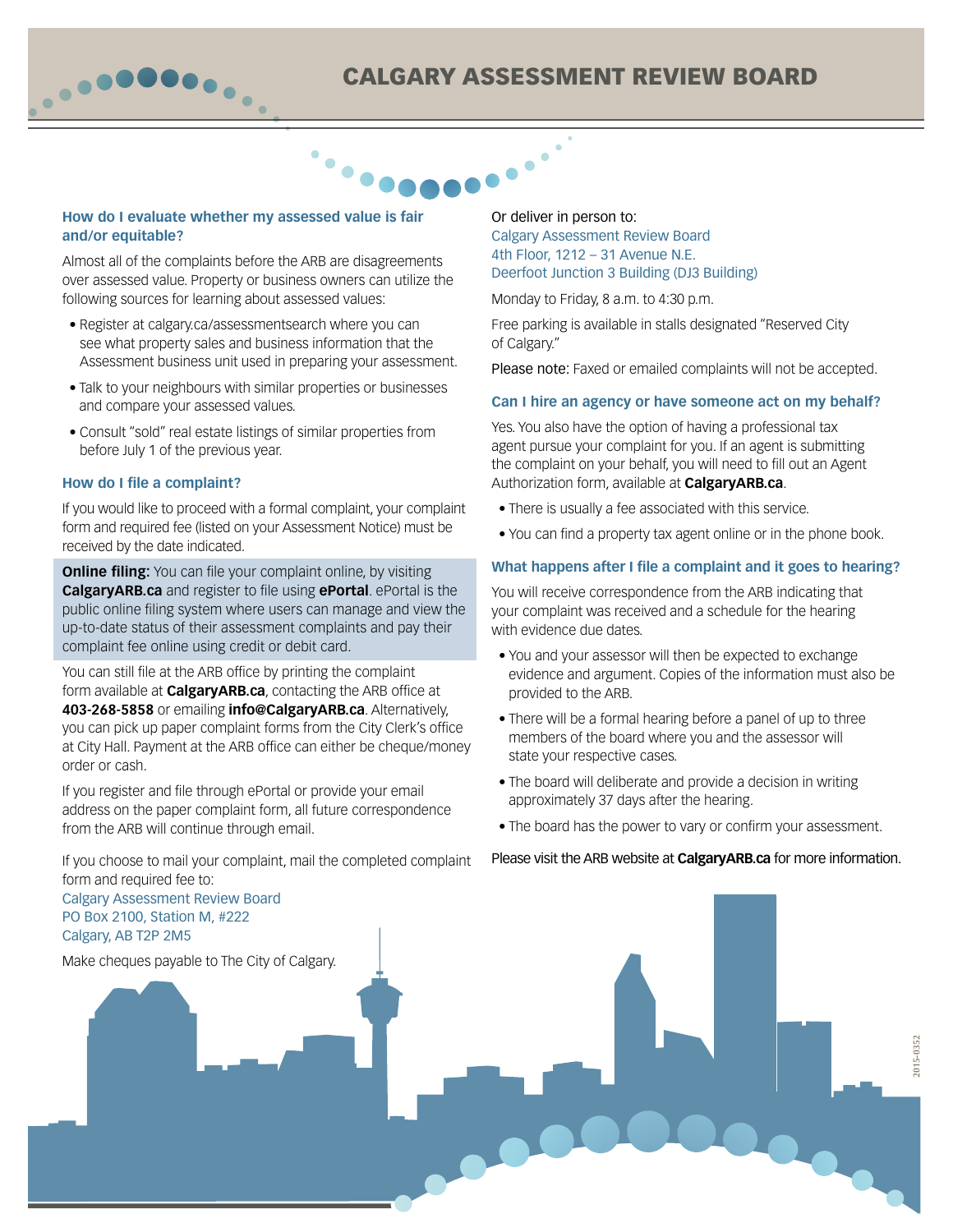# CALGARY ASSESSMENT REVIEW BOARD

### How do I evaluate whether my assessed value is fair and/or equitable?

Almost all of the complaints before the ARB are disagreements over assessed value. Property or business owners can utilize the following sources for learning about assessed values:

- Register at calgary.ca/assessmentsearch where you can see what property sales and business information that the Assessment business unit used in preparing your assessment.
- Talk to your neighbours with similar properties or businesses and compare your assessed values.
- Consult "sold" real estate listings of similar properties from before July 1 of the previous year.

### How do I file a complaint?

If you would like to proceed with a formal complaint, your complaint form and required fee (listed on your Assessment Notice) must be received by the date indicated.

**Online filing:** You can file your complaint online, by visiting **CalgaryARB.ca** and register to file using **ePortal**. ePortal is the public online filing system where users can manage and view the up-to-date status of their assessment complaints and pay their complaint fee online using credit or debit card.

You can still file at the ARB office by printing the complaint form available at **CalgaryARB.ca**, contacting the ARB office at **403-268-5858** or emailing **info@CalgaryARB.ca**. Alternatively, you can pick up paper complaint forms from the City Clerk's office at City Hall. Payment at the ARB office can either be cheque/money order or cash.

If you register and file through ePortal or provide your email address on the paper complaint form, all future correspondence from the ARB will continue through email.

If you choose to mail your complaint, mail the completed complaint form and required fee to:
Calgary Assessment Review Board
PO Box 2100, Station M, #222
Calgary, AB T2P 2M5

Make cheques payable to The City of Calgary.

Or deliver in person to:
Calgary Assessment Review Board
4th Floor, 1212 – 31 Avenue N.E.
Deerfoot Junction 3 Building (DJ3 Building)

Monday to Friday, 8 a.m. to 4:30 p.m.

Free parking is available in stalls designated "Reserved City of Calgary."

Please note: Faxed or emailed complaints will not be accepted.

### Can I hire an agency or have someone act on my behalf?

Yes. You also have the option of having a professional tax agent pursue your complaint for you. If an agent is submitting the complaint on your behalf, you will need to fill out an Agent Authorization form, available at **CalgaryARB.ca**.

- There is usually a fee associated with this service.
- You can find a property tax agent online or in the phone book.

### What happens after I file a complaint and it goes to hearing?

You will receive correspondence from the ARB indicating that your complaint was received and a schedule for the hearing with evidence due dates.

- You and your assessor will then be expected to exchange evidence and argument. Copies of the information must also be provided to the ARB.
- There will be a formal hearing before a panel of up to three members of the board where you and the assessor will state your respective cases.
- The board will deliberate and provide a decision in writing approximately 37 days after the hearing.
- The board has the power to vary or confirm your assessment.

Please visit the ARB website at **CalgaryARB.ca** for more information.

2015-0352